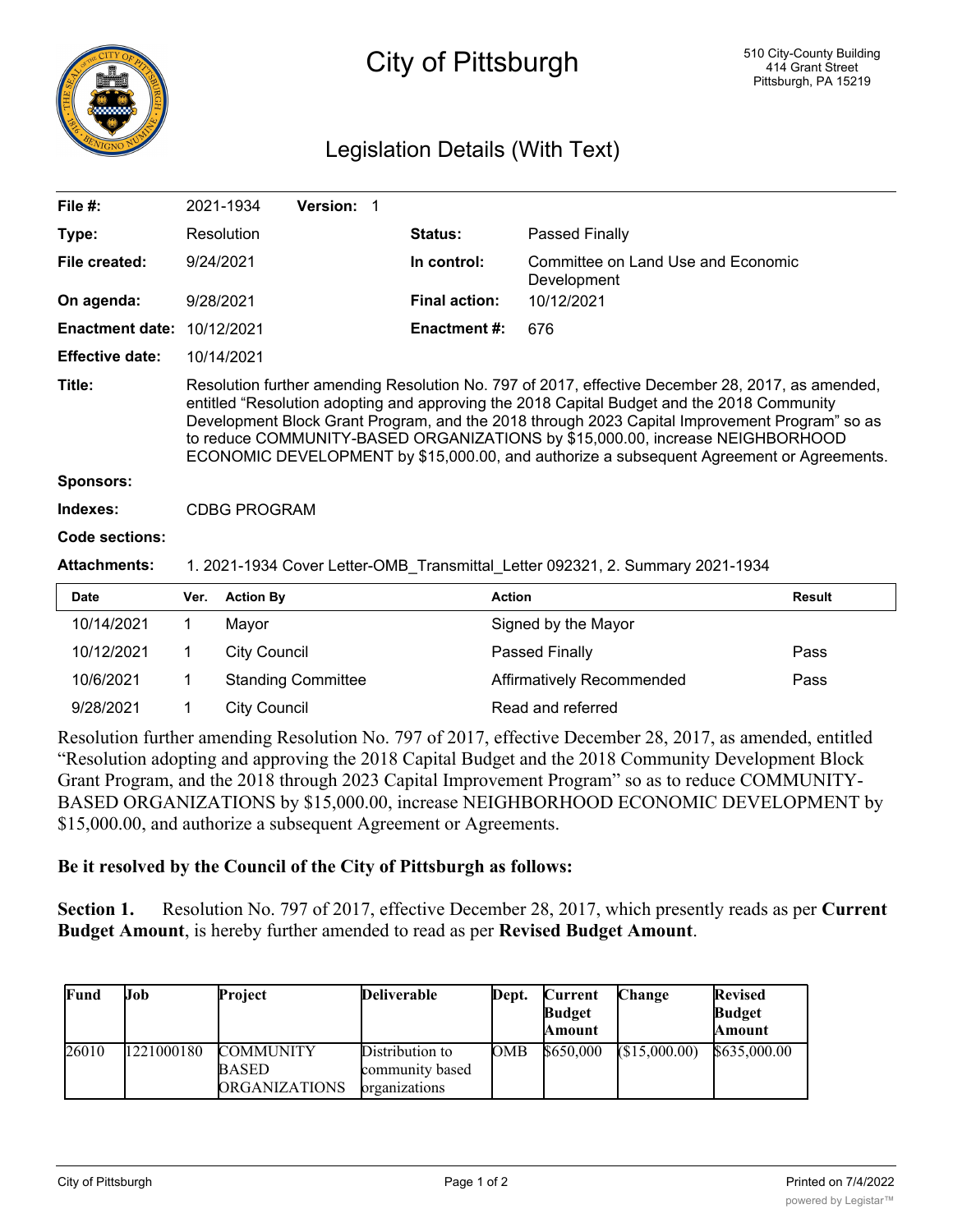# City of Pittsburgh

510 City-County Building
414 Grant Street
Pittsburgh, PA 15219

## Legislation Details (With Text)

| | | | |
|---|---|---|---|
| **File #:** | 2021-1934 **Version:** 1 | | |
| **Type:** | Resolution | **Status:** | Passed Finally |
| **File created:** | 9/24/2021 | **In control:** | Committee on Land Use and Economic Development |
| **On agenda:** | 9/28/2021 | **Final action:** | 10/12/2021 |
| **Enactment date:** | 10/12/2021 | **Enactment #:** | 676 |
| **Effective date:** | 10/14/2021 | | |

**Title:** Resolution further amending Resolution No. 797 of 2017, effective December 28, 2017, as amended, entitled "Resolution adopting and approving the 2018 Capital Budget and the 2018 Community Development Block Grant Program, and the 2018 through 2023 Capital Improvement Program" so as to reduce COMMUNITY-BASED ORGANIZATIONS by $15,000.00, increase NEIGHBORHOOD ECONOMIC DEVELOPMENT by $15,000.00, and authorize a subsequent Agreement or Agreements.

**Sponsors:**

**Indexes:** CDBG PROGRAM

**Code sections:**

**Attachments:** 1. 2021-1934 Cover Letter-OMB_Transmittal_Letter 092321, 2. Summary 2021-1934

| Date | Ver. | Action By | Action | Result |
|---|---|---|---|---|
| 10/14/2021 | 1 | Mayor | Signed by the Mayor | |
| 10/12/2021 | 1 | City Council | Passed Finally | Pass |
| 10/6/2021 | 1 | Standing Committee | Affirmatively Recommended | Pass |
| 9/28/2021 | 1 | City Council | Read and referred | |

Resolution further amending Resolution No. 797 of 2017, effective December 28, 2017, as amended, entitled "Resolution adopting and approving the 2018 Capital Budget and the 2018 Community Development Block Grant Program, and the 2018 through 2023 Capital Improvement Program" so as to reduce COMMUNITY-BASED ORGANIZATIONS by $15,000.00, increase NEIGHBORHOOD ECONOMIC DEVELOPMENT by $15,000.00, and authorize a subsequent Agreement or Agreements.

**Be it resolved by the Council of the City of Pittsburgh as follows:**

**Section 1.** Resolution No. 797 of 2017, effective December 28, 2017, which presently reads as per **Current Budget Amount**, is hereby further amended to read as per **Revised Budget Amount**.

| Fund | Job | Project | Deliverable | Dept. | Current Budget Amount | Change | Revised Budget Amount |
|---|---|---|---|---|---|---|---|
| 26010 | 1221000180 | COMMUNITY BASED ORGANIZATIONS | Distribution to community based organizations | OMB | $650,000 | ($15,000.00) | $635,000.00 |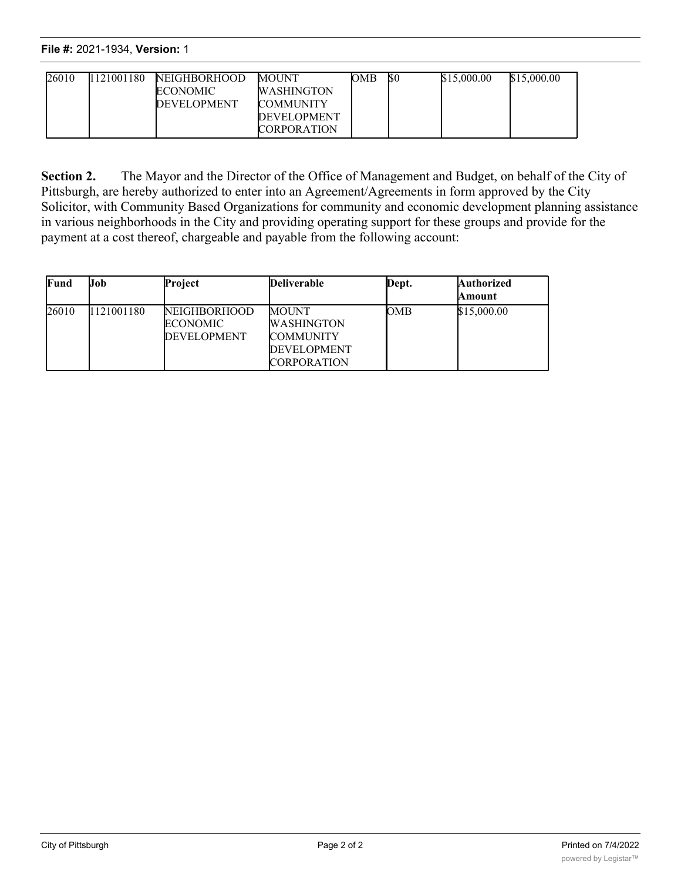| | | | | | | | |
|---|---|---|---|---|---|---|---|
| 26010 | 1121001180 | NEIGHBORHOOD ECONOMIC DEVELOPMENT | MOUNT WASHINGTON COMMUNITY DEVELOPMENT CORPORATION | OMB | $0 | $15,000.00 | $15,000.00 |

**Section 2.** The Mayor and the Director of the Office of Management and Budget, on behalf of the City of Pittsburgh, are hereby authorized to enter into an Agreement/Agreements in form approved by the City Solicitor, with Community Based Organizations for community and economic development planning assistance in various neighborhoods in the City and providing operating support for these groups and provide for the payment at a cost thereof, chargeable and payable from the following account:

| Fund | Job | Project | Deliverable | Dept. | Authorized Amount |
|---|---|---|---|---|---|
| 26010 | 1121001180 | NEIGHBORHOOD ECONOMIC DEVELOPMENT | MOUNT WASHINGTON COMMUNITY DEVELOPMENT CORPORATION | OMB | $15,000.00 |